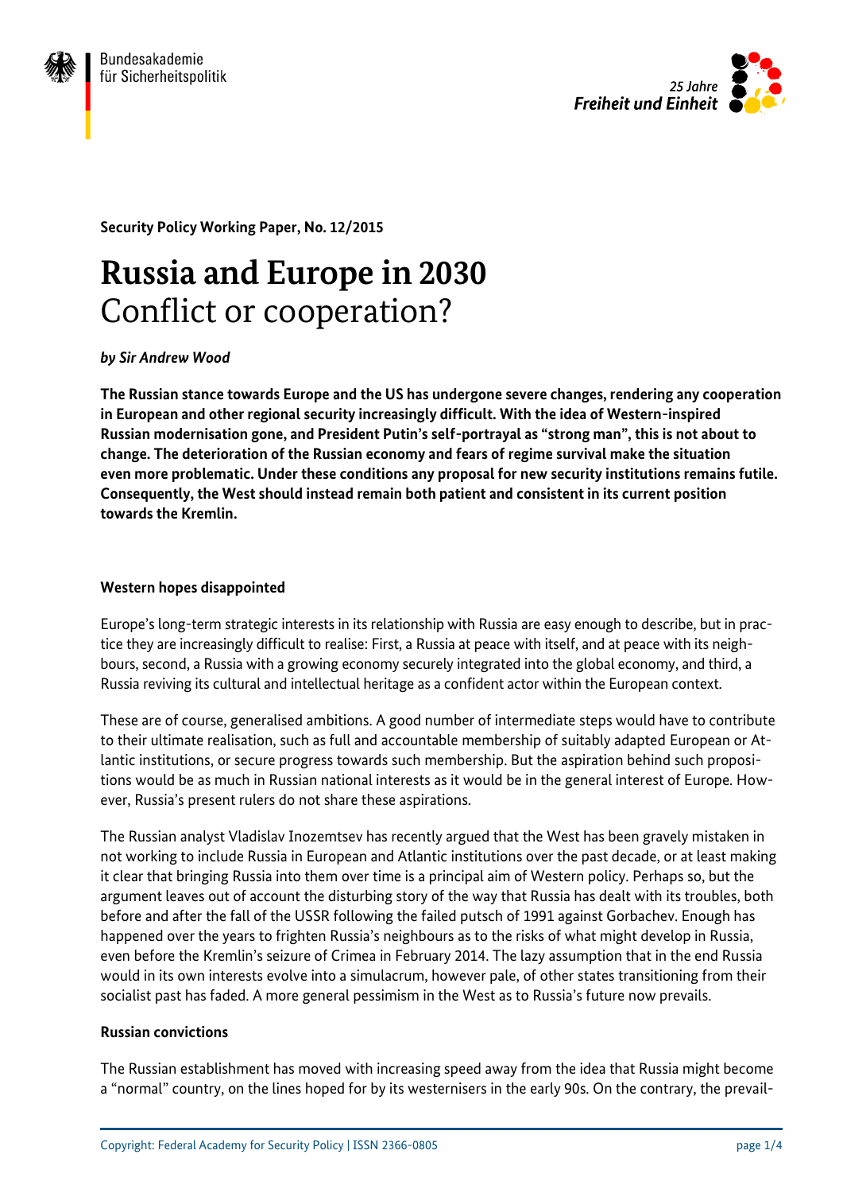Security Policy Working Paper, No. 12/2015

# Russia and Europe in 2030
## Conflict or cooperation?

*by Sir Andrew Wood*

**The Russian stance towards Europe and the US has undergone severe changes, rendering any cooperation in European and other regional security increasingly difficult. With the idea of Western-inspired Russian modernisation gone, and President Putin's self-portrayal as "strong man", this is not about to change. The deterioration of the Russian economy and fears of regime survival make the situation even more problematic. Under these conditions any proposal for new security institutions remains futile. Consequently, the West should instead remain both patient and consistent in its current position towards the Kremlin.**

### Western hopes disappointed

Europe's long-term strategic interests in its relationship with Russia are easy enough to describe, but in practice they are increasingly difficult to realise: First, a Russia at peace with itself, and at peace with its neighbours, second, a Russia with a growing economy securely integrated into the global economy, and third, a Russia reviving its cultural and intellectual heritage as a confident actor within the European context.

These are of course, generalised ambitions. A good number of intermediate steps would have to contribute to their ultimate realisation, such as full and accountable membership of suitably adapted European or Atlantic institutions, or secure progress towards such membership. But the aspiration behind such propositions would be as much in Russian national interests as it would be in the general interest of Europe. However, Russia's present rulers do not share these aspirations.

The Russian analyst Vladislav Inozemtsev has recently argued that the West has been gravely mistaken in not working to include Russia in European and Atlantic institutions over the past decade, or at least making it clear that bringing Russia into them over time is a principal aim of Western policy. Perhaps so, but the argument leaves out of account the disturbing story of the way that Russia has dealt with its troubles, both before and after the fall of the USSR following the failed putsch of 1991 against Gorbachev. Enough has happened over the years to frighten Russia's neighbours as to the risks of what might develop in Russia, even before the Kremlin's seizure of Crimea in February 2014. The lazy assumption that in the end Russia would in its own interests evolve into a simulacrum, however pale, of other states transitioning from their socialist past has faded. A more general pessimism in the West as to Russia's future now prevails.

### Russian convictions

The Russian establishment has moved with increasing speed away from the idea that Russia might become a "normal" country, on the lines hoped for by its westernisers in the early 90s. On the contrary, the prevail-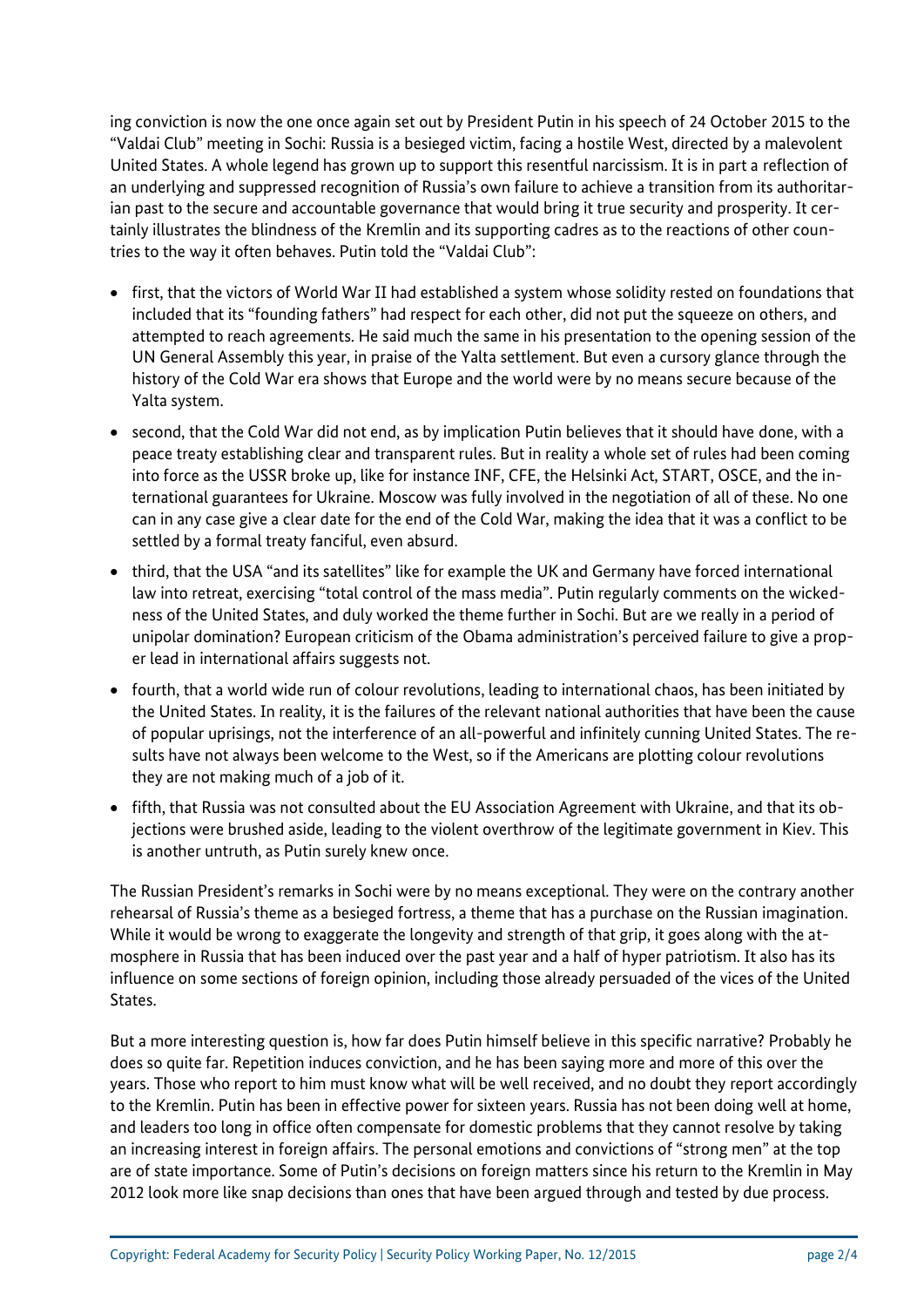ing conviction is now the one once again set out by President Putin in his speech of 24 October 2015 to the "Valdai Club" meeting in Sochi: Russia is a besieged victim, facing a hostile West, directed by a malevolent United States. A whole legend has grown up to support this resentful narcissism. It is in part a reflection of an underlying and suppressed recognition of Russia's own failure to achieve a transition from its authoritarian past to the secure and accountable governance that would bring it true security and prosperity. It certainly illustrates the blindness of the Kremlin and its supporting cadres as to the reactions of other countries to the way it often behaves. Putin told the "Valdai Club":

- first, that the victors of World War II had established a system whose solidity rested on foundations that included that its "founding fathers" had respect for each other, did not put the squeeze on others, and attempted to reach agreements. He said much the same in his presentation to the opening session of the UN General Assembly this year, in praise of the Yalta settlement. But even a cursory glance through the history of the Cold War era shows that Europe and the world were by no means secure because of the Yalta system.
- second, that the Cold War did not end, as by implication Putin believes that it should have done, with a peace treaty establishing clear and transparent rules. But in reality a whole set of rules had been coming into force as the USSR broke up, like for instance INF, CFE, the Helsinki Act, START, OSCE, and the international guarantees for Ukraine. Moscow was fully involved in the negotiation of all of these. No one can in any case give a clear date for the end of the Cold War, making the idea that it was a conflict to be settled by a formal treaty fanciful, even absurd.
- third, that the USA "and its satellites" like for example the UK and Germany have forced international law into retreat, exercising "total control of the mass media". Putin regularly comments on the wickedness of the United States, and duly worked the theme further in Sochi. But are we really in a period of unipolar domination? European criticism of the Obama administration's perceived failure to give a proper lead in international affairs suggests not.
- fourth, that a world wide run of colour revolutions, leading to international chaos, has been initiated by the United States. In reality, it is the failures of the relevant national authorities that have been the cause of popular uprisings, not the interference of an all-powerful and infinitely cunning United States. The results have not always been welcome to the West, so if the Americans are plotting colour revolutions they are not making much of a job of it.
- fifth, that Russia was not consulted about the EU Association Agreement with Ukraine, and that its objections were brushed aside, leading to the violent overthrow of the legitimate government in Kiev. This is another untruth, as Putin surely knew once.

The Russian President's remarks in Sochi were by no means exceptional. They were on the contrary another rehearsal of Russia's theme as a besieged fortress, a theme that has a purchase on the Russian imagination. While it would be wrong to exaggerate the longevity and strength of that grip, it goes along with the atmosphere in Russia that has been induced over the past year and a half of hyper patriotism. It also has its influence on some sections of foreign opinion, including those already persuaded of the vices of the United States.

But a more interesting question is, how far does Putin himself believe in this specific narrative? Probably he does so quite far. Repetition induces conviction, and he has been saying more and more of this over the years. Those who report to him must know what will be well received, and no doubt they report accordingly to the Kremlin. Putin has been in effective power for sixteen years. Russia has not been doing well at home, and leaders too long in office often compensate for domestic problems that they cannot resolve by taking an increasing interest in foreign affairs. The personal emotions and convictions of "strong men" at the top are of state importance. Some of Putin's decisions on foreign matters since his return to the Kremlin in May 2012 look more like snap decisions than ones that have been argued through and tested by due process.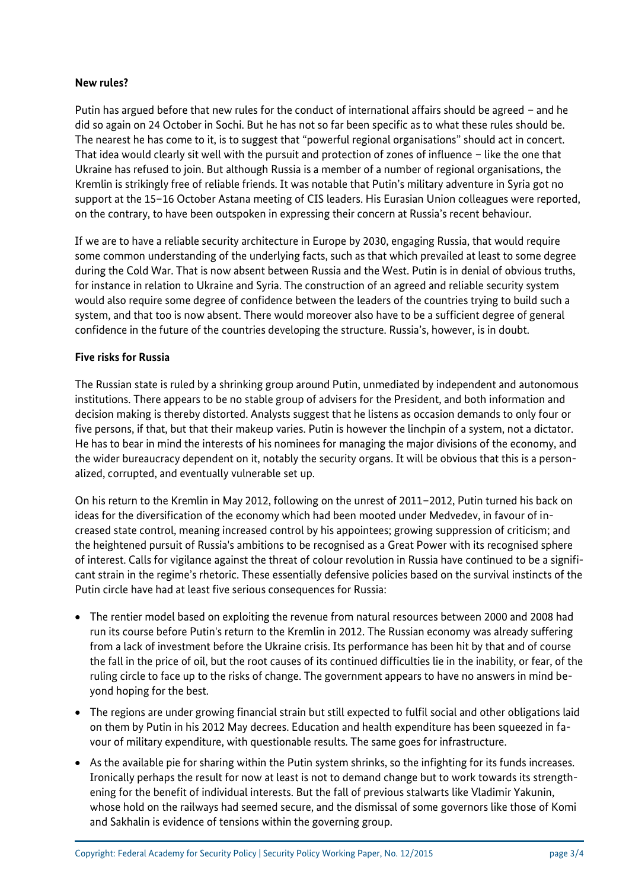**New rules?**

Putin has argued before that new rules for the conduct of international affairs should be agreed – and he did so again on 24 October in Sochi. But he has not so far been specific as to what these rules should be. The nearest he has come to it, is to suggest that "powerful regional organisations" should act in concert. That idea would clearly sit well with the pursuit and protection of zones of influence – like the one that Ukraine has refused to join. But although Russia is a member of a number of regional organisations, the Kremlin is strikingly free of reliable friends. It was notable that Putin's military adventure in Syria got no support at the 15–16 October Astana meeting of CIS leaders. His Eurasian Union colleagues were reported, on the contrary, to have been outspoken in expressing their concern at Russia's recent behaviour.

If we are to have a reliable security architecture in Europe by 2030, engaging Russia, that would require some common understanding of the underlying facts, such as that which prevailed at least to some degree during the Cold War. That is now absent between Russia and the West. Putin is in denial of obvious truths, for instance in relation to Ukraine and Syria. The construction of an agreed and reliable security system would also require some degree of confidence between the leaders of the countries trying to build such a system, and that too is now absent. There would moreover also have to be a sufficient degree of general confidence in the future of the countries developing the structure. Russia's, however, is in doubt.

**Five risks for Russia**

The Russian state is ruled by a shrinking group around Putin, unmediated by independent and autonomous institutions. There appears to be no stable group of advisers for the President, and both information and decision making is thereby distorted. Analysts suggest that he listens as occasion demands to only four or five persons, if that, but that their makeup varies. Putin is however the linchpin of a system, not a dictator. He has to bear in mind the interests of his nominees for managing the major divisions of the economy, and the wider bureaucracy dependent on it, notably the security organs. It will be obvious that this is a personalized, corrupted, and eventually vulnerable set up.

On his return to the Kremlin in May 2012, following on the unrest of 2011–2012, Putin turned his back on ideas for the diversification of the economy which had been mooted under Medvedev, in favour of increased state control, meaning increased control by his appointees; growing suppression of criticism; and the heightened pursuit of Russia's ambitions to be recognised as a Great Power with its recognised sphere of interest. Calls for vigilance against the threat of colour revolution in Russia have continued to be a significant strain in the regime's rhetoric. These essentially defensive policies based on the survival instincts of the Putin circle have had at least five serious consequences for Russia:

- The rentier model based on exploiting the revenue from natural resources between 2000 and 2008 had run its course before Putin's return to the Kremlin in 2012. The Russian economy was already suffering from a lack of investment before the Ukraine crisis. Its performance has been hit by that and of course the fall in the price of oil, but the root causes of its continued difficulties lie in the inability, or fear, of the ruling circle to face up to the risks of change. The government appears to have no answers in mind beyond hoping for the best.
- The regions are under growing financial strain but still expected to fulfil social and other obligations laid on them by Putin in his 2012 May decrees. Education and health expenditure has been squeezed in favour of military expenditure, with questionable results. The same goes for infrastructure.
- As the available pie for sharing within the Putin system shrinks, so the infighting for its funds increases. Ironically perhaps the result for now at least is not to demand change but to work towards its strengthening for the benefit of individual interests. But the fall of previous stalwarts like Vladimir Yakunin, whose hold on the railways had seemed secure, and the dismissal of some governors like those of Komi and Sakhalin is evidence of tensions within the governing group.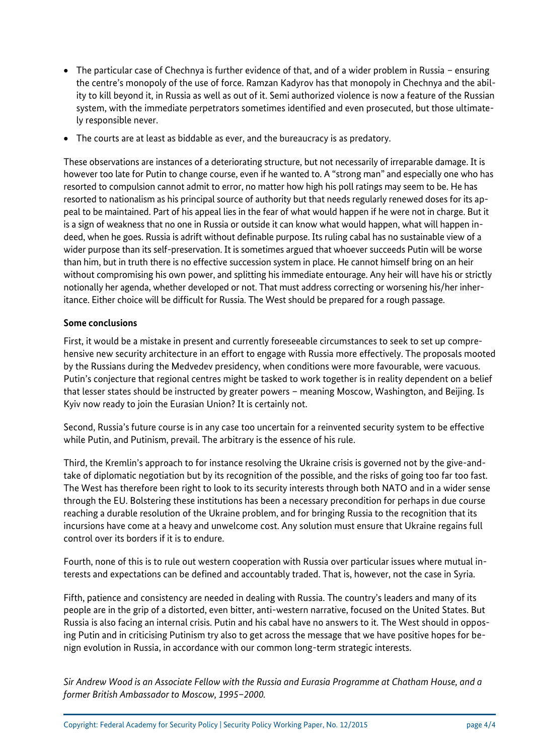- The particular case of Chechnya is further evidence of that, and of a wider problem in Russia – ensuring the centre's monopoly of the use of force. Ramzan Kadyrov has that monopoly in Chechnya and the ability to kill beyond it, in Russia as well as out of it. Semi authorized violence is now a feature of the Russian system, with the immediate perpetrators sometimes identified and even prosecuted, but those ultimately responsible never.
- The courts are at least as biddable as ever, and the bureaucracy is as predatory.

These observations are instances of a deteriorating structure, but not necessarily of irreparable damage. It is however too late for Putin to change course, even if he wanted to. A "strong man" and especially one who has resorted to compulsion cannot admit to error, no matter how high his poll ratings may seem to be. He has resorted to nationalism as his principal source of authority but that needs regularly renewed doses for its appeal to be maintained. Part of his appeal lies in the fear of what would happen if he were not in charge. But it is a sign of weakness that no one in Russia or outside it can know what would happen, what will happen indeed, when he goes. Russia is adrift without definable purpose. Its ruling cabal has no sustainable view of a wider purpose than its self-preservation. It is sometimes argued that whoever succeeds Putin will be worse than him, but in truth there is no effective succession system in place. He cannot himself bring on an heir without compromising his own power, and splitting his immediate entourage. Any heir will have his or strictly notionally her agenda, whether developed or not. That must address correcting or worsening his/her inheritance. Either choice will be difficult for Russia. The West should be prepared for a rough passage.

**Some conclusions**

First, it would be a mistake in present and currently foreseeable circumstances to seek to set up comprehensive new security architecture in an effort to engage with Russia more effectively. The proposals mooted by the Russians during the Medvedev presidency, when conditions were more favourable, were vacuous. Putin's conjecture that regional centres might be tasked to work together is in reality dependent on a belief that lesser states should be instructed by greater powers – meaning Moscow, Washington, and Beijing. Is Kyiv now ready to join the Eurasian Union? It is certainly not.

Second, Russia's future course is in any case too uncertain for a reinvented security system to be effective while Putin, and Putinism, prevail. The arbitrary is the essence of his rule.

Third, the Kremlin's approach to for instance resolving the Ukraine crisis is governed not by the give-and-take of diplomatic negotiation but by its recognition of the possible, and the risks of going too far too fast. The West has therefore been right to look to its security interests through both NATO and in a wider sense through the EU. Bolstering these institutions has been a necessary precondition for perhaps in due course reaching a durable resolution of the Ukraine problem, and for bringing Russia to the recognition that its incursions have come at a heavy and unwelcome cost. Any solution must ensure that Ukraine regains full control over its borders if it is to endure.

Fourth, none of this is to rule out western cooperation with Russia over particular issues where mutual interests and expectations can be defined and accountably traded. That is, however, not the case in Syria.

Fifth, patience and consistency are needed in dealing with Russia. The country's leaders and many of its people are in the grip of a distorted, even bitter, anti-western narrative, focused on the United States. But Russia is also facing an internal crisis. Putin and his cabal have no answers to it. The West should in opposing Putin and in criticising Putinism try also to get across the message that we have positive hopes for benign evolution in Russia, in accordance with our common long-term strategic interests.

*Sir Andrew Wood is an Associate Fellow with the Russia and Eurasia Programme at Chatham House, and a former British Ambassador to Moscow, 1995–2000.*